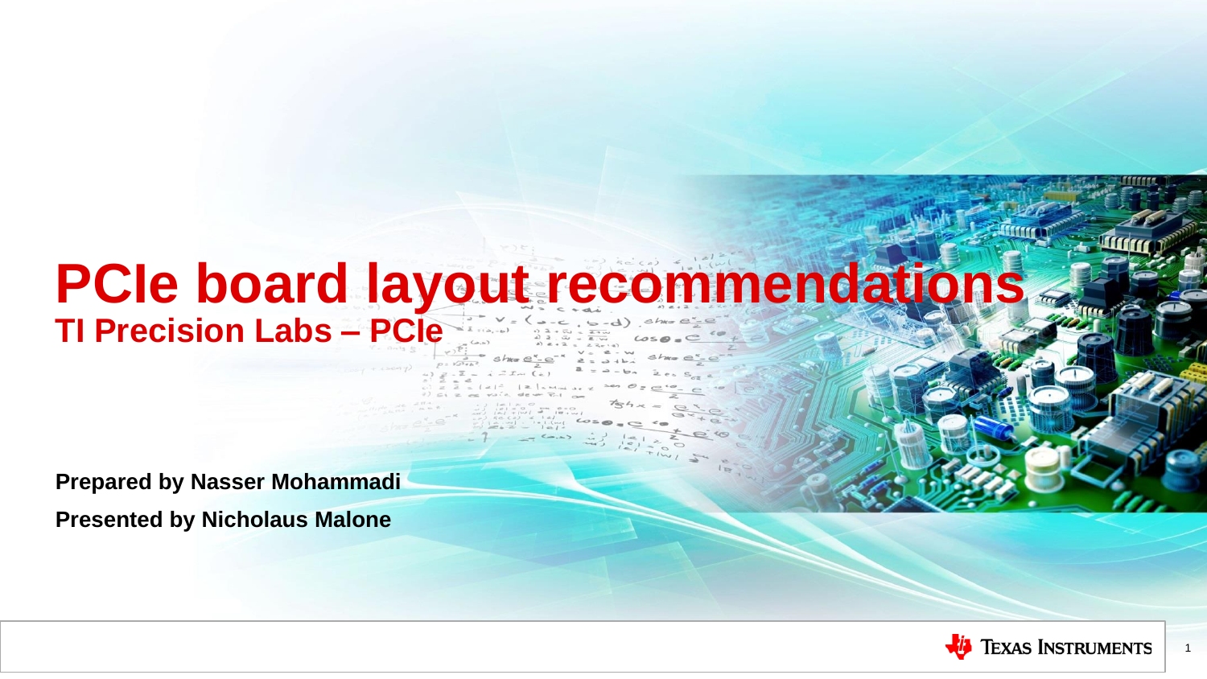# PCIe board layout recommendations

## TI Precision Labs – PCIe

**Prepared by Nasser Mohammadi**

**Presented by Nicholaus Malone**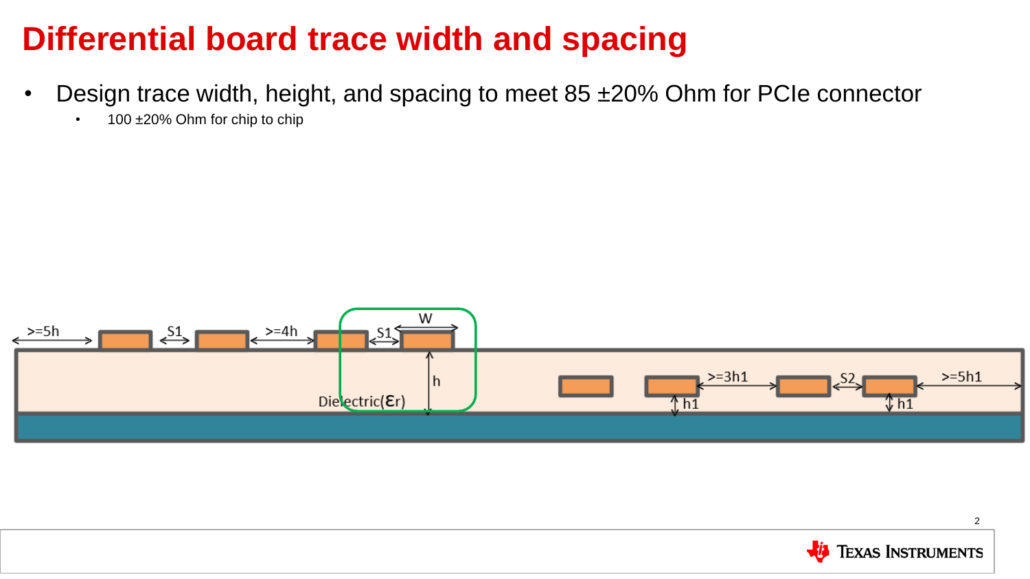# Differential board trace width and spacing

- Design trace width, height, and spacing to meet 85 ±20% Ohm for PCIe connector
  - 100 ±20% Ohm for chip to chip

>=5h S1 >=4h S1 W h Dielectric($\varepsilon_r$) >=3h1 S2 >=5h1 h1 h1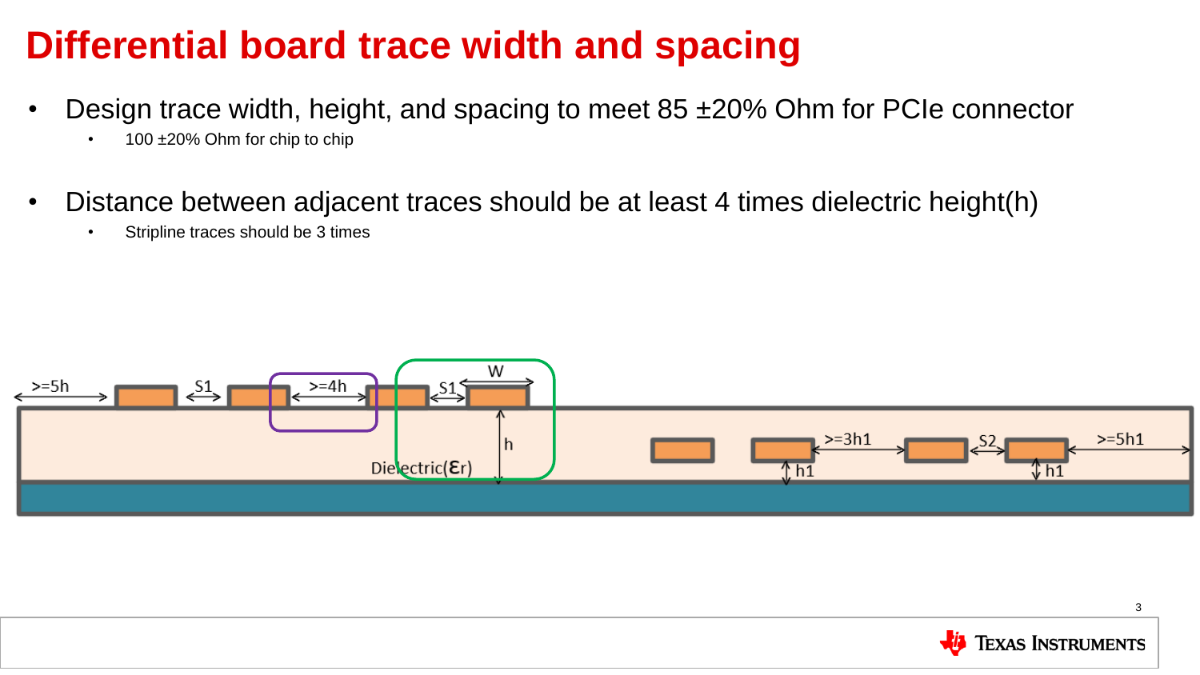# Differential board trace width and spacing

- Design trace width, height, and spacing to meet 85 ±20% Ohm for PCIe connector
  - 100 ±20% Ohm for chip to chip
- Distance between adjacent traces should be at least 4 times dielectric height(h)
  - Stripline traces should be 3 times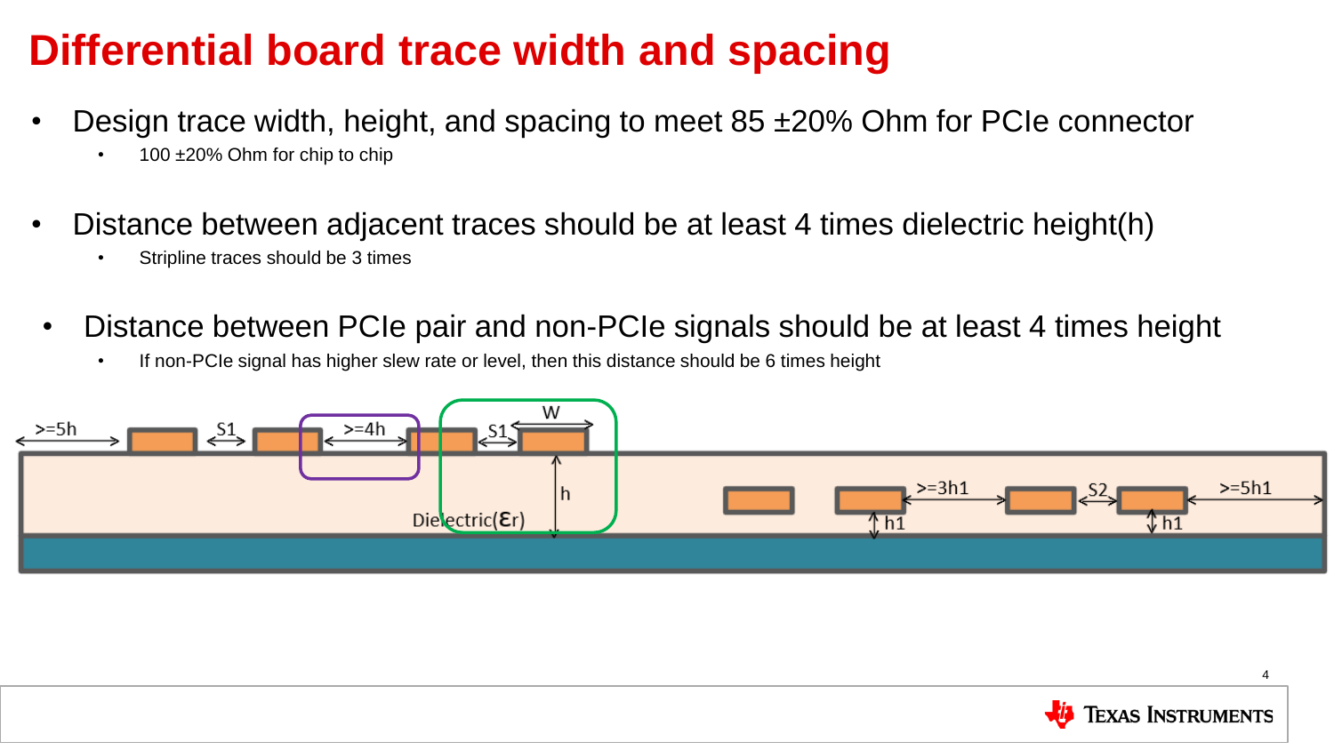# Differential board trace width and spacing

- Design trace width, height, and spacing to meet 85 ±20% Ohm for PCIe connector
  - 100 ±20% Ohm for chip to chip
- Distance between adjacent traces should be at least 4 times dielectric height(h)
  - Stripline traces should be 3 times
- Distance between PCIe pair and non-PCIe signals should be at least 4 times height
  - If non-PCIe signal has higher slew rate or level, then this distance should be 6 times height

>=5h S1 >=4h S1 W h Dielectric($\varepsilon_r$) >=3h1 S2 >=5h1 h1 h1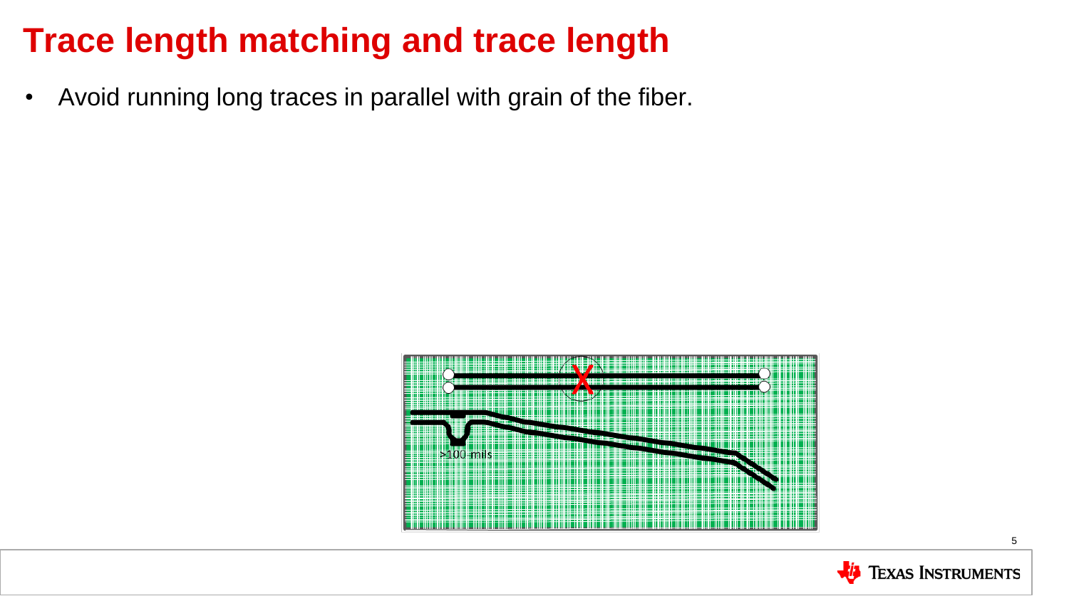# Trace length matching and trace length

- Avoid running long traces in parallel with grain of the fiber.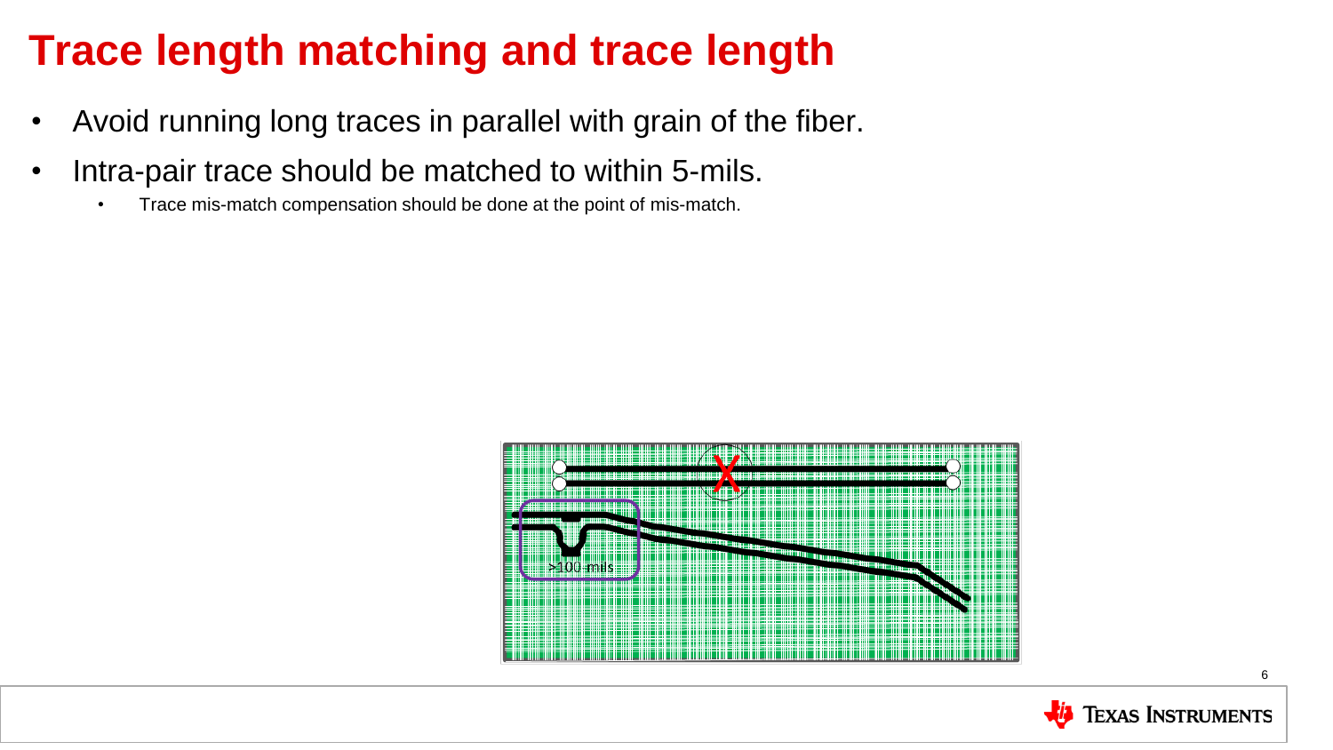# Trace length matching and trace length

- Avoid running long traces in parallel with grain of the fiber.
- Intra-pair trace should be matched to within 5-mils.
  - Trace mis-match compensation should be done at the point of mis-match.

>100 mils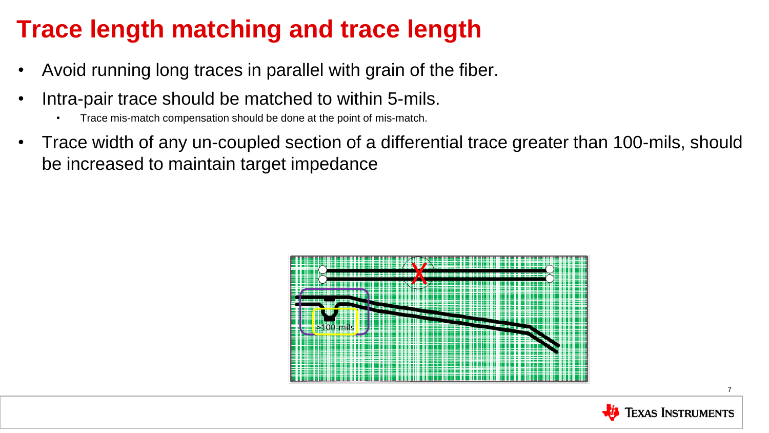# Trace length matching and trace length

- Avoid running long traces in parallel with grain of the fiber.
- Intra-pair trace should be matched to within 5-mils.
  - Trace mis-match compensation should be done at the point of mis-match.
- Trace width of any un-coupled section of a differential trace greater than 100-mils, should be increased to maintain target impedance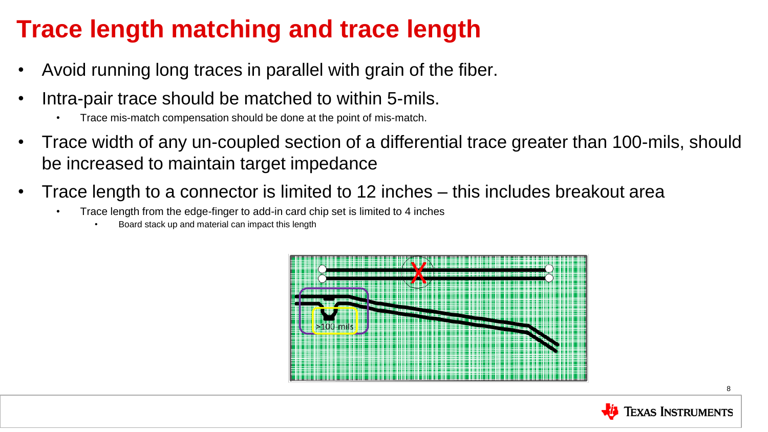# Trace length matching and trace length

- Avoid running long traces in parallel with grain of the fiber.
- Intra-pair trace should be matched to within 5-mils.
  - Trace mis-match compensation should be done at the point of mis-match.
- Trace width of any un-coupled section of a differential trace greater than 100-mils, should be increased to maintain target impedance
- Trace length to a connector is limited to 12 inches – this includes breakout area
  - Trace length from the edge-finger to add-in card chip set is limited to 4 inches
    - Board stack up and material can impact this length

>100 mils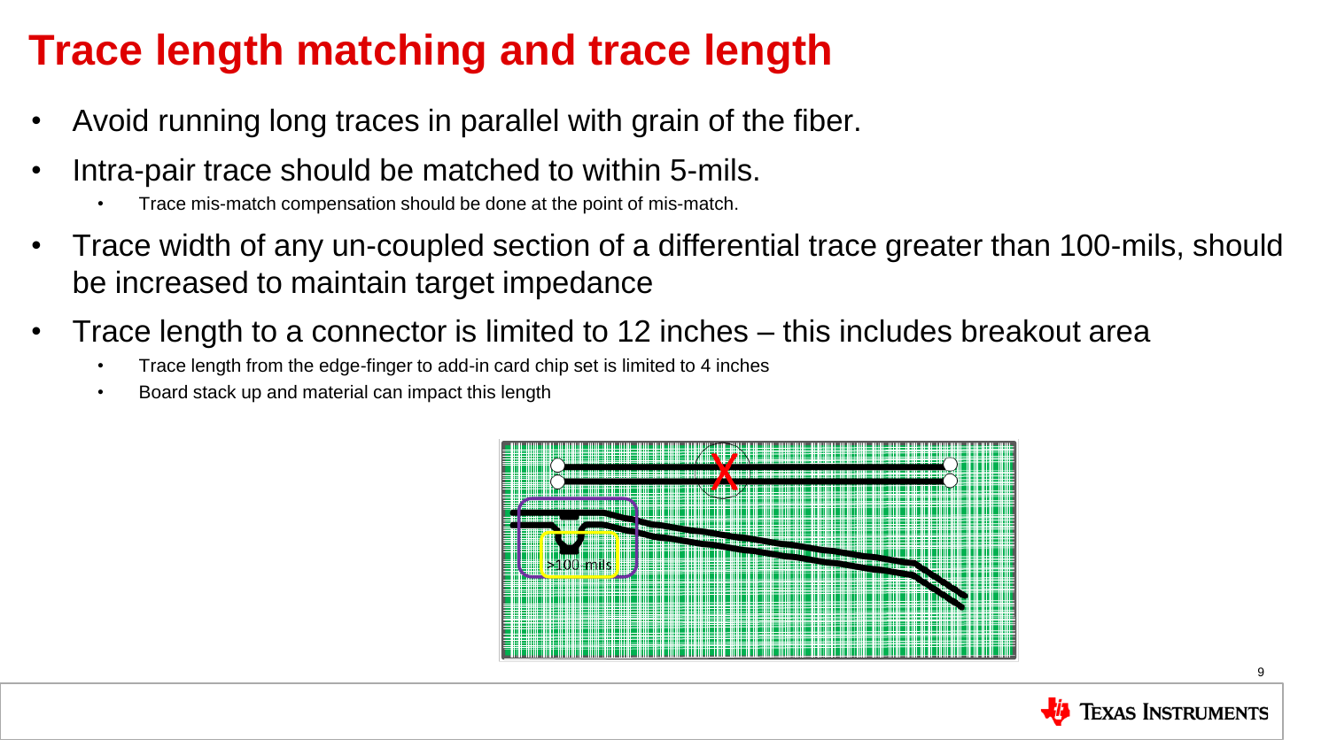# Trace length matching and trace length

- Avoid running long traces in parallel with grain of the fiber.
- Intra-pair trace should be matched to within 5-mils.
  - Trace mis-match compensation should be done at the point of mis-match.
- Trace width of any un-coupled section of a differential trace greater than 100-mils, should be increased to maintain target impedance
- Trace length to a connector is limited to 12 inches – this includes breakout area
  - Trace length from the edge-finger to add-in card chip set is limited to 4 inches
  - Board stack up and material can impact this length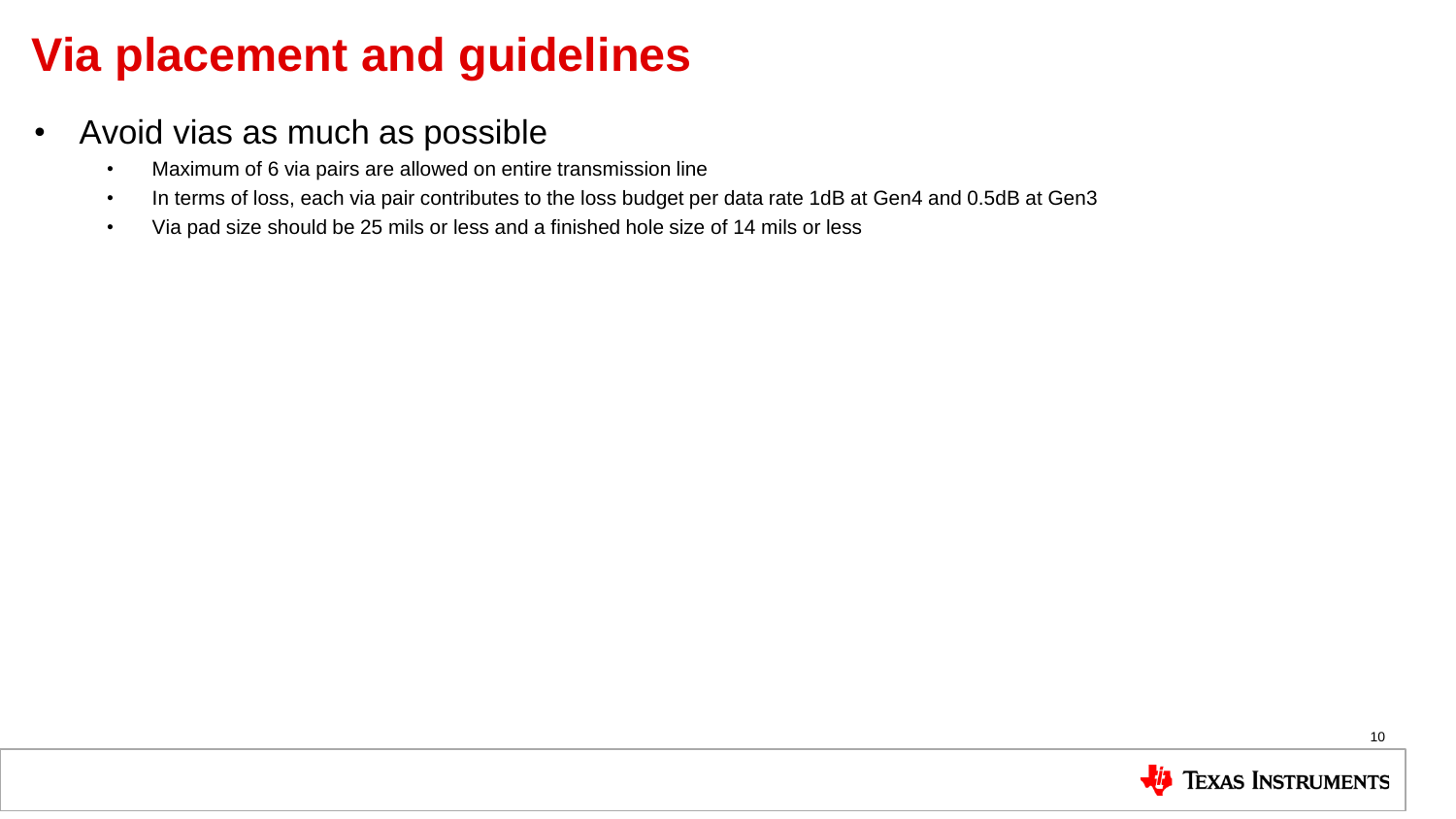# Via placement and guidelines

- Avoid vias as much as possible
  - Maximum of 6 via pairs are allowed on entire transmission line
  - In terms of loss, each via pair contributes to the loss budget per data rate 1dB at Gen4 and 0.5dB at Gen3
  - Via pad size should be 25 mils or less and a finished hole size of 14 mils or less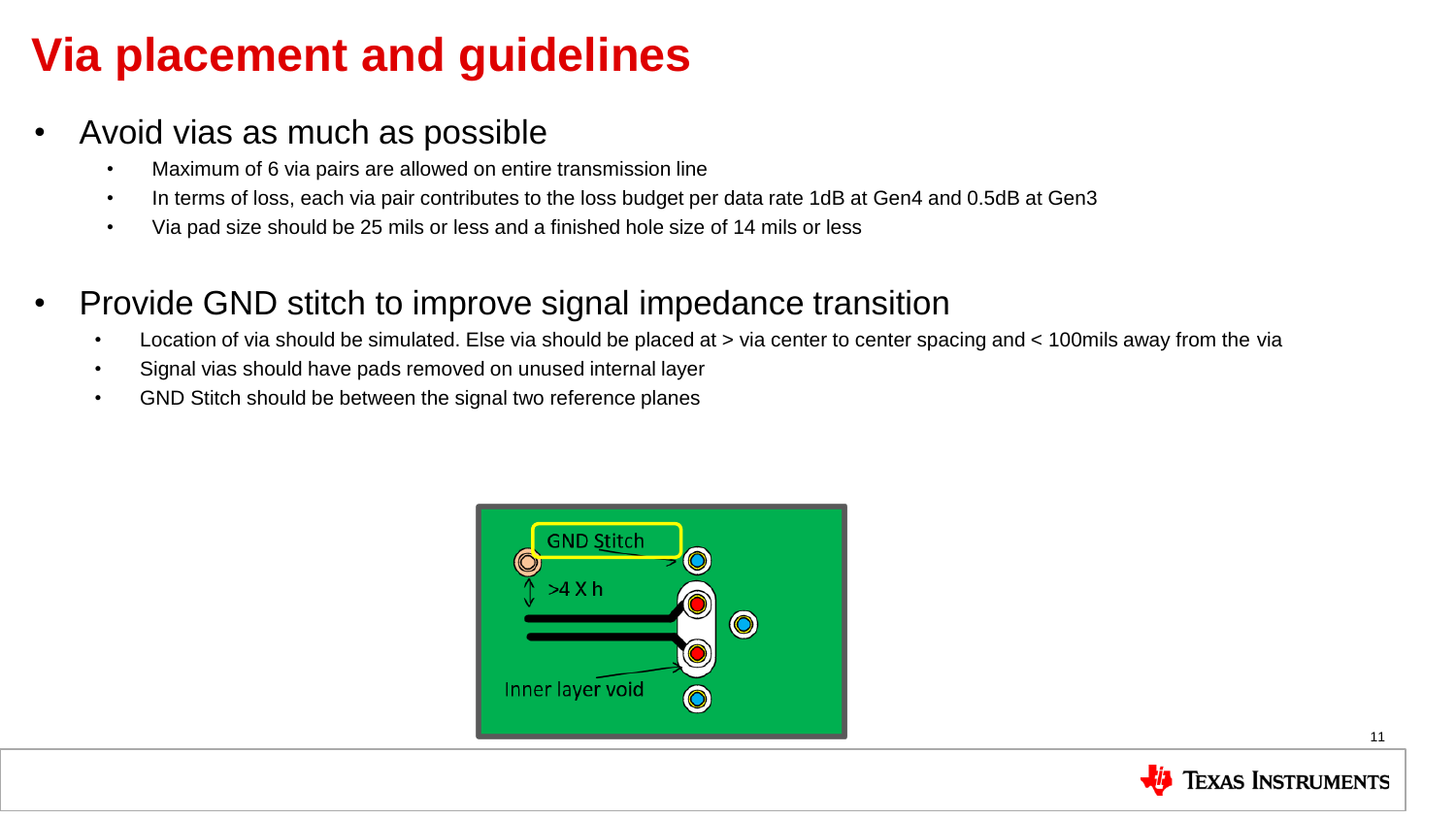# Via placement and guidelines

- Avoid vias as much as possible
  - Maximum of 6 via pairs are allowed on entire transmission line
  - In terms of loss, each via pair contributes to the loss budget per data rate 1dB at Gen4 and 0.5dB at Gen3
  - Via pad size should be 25 mils or less and a finished hole size of 14 mils or less

- Provide GND stitch to improve signal impedance transition
  - Location of via should be simulated. Else via should be placed at > via center to center spacing and < 100mils away from the via
  - Signal vias should have pads removed on unused internal layer
  - GND Stitch should be between the signal two reference planes

GND Stitch

>4 X h

Inner layer void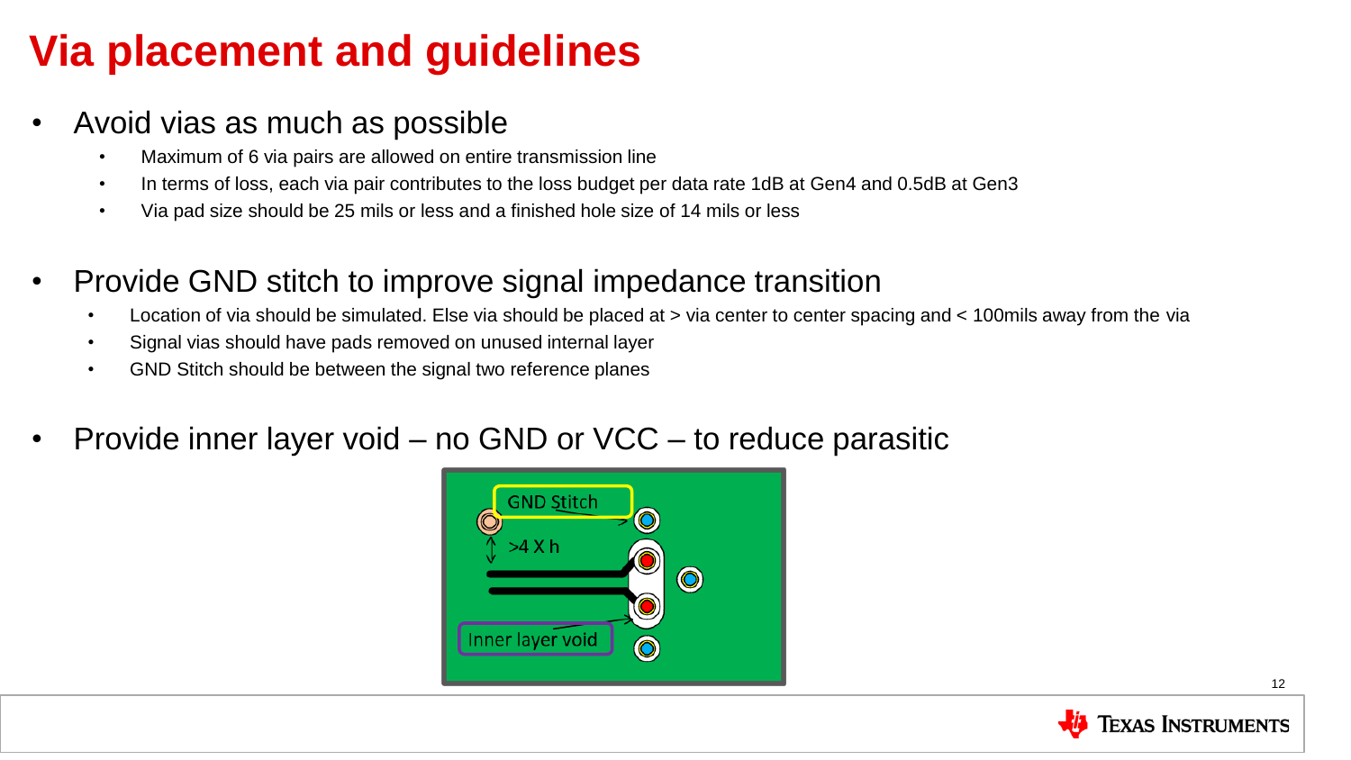# Via placement and guidelines

- Avoid vias as much as possible
  - Maximum of 6 via pairs are allowed on entire transmission line
  - In terms of loss, each via pair contributes to the loss budget per data rate 1dB at Gen4 and 0.5dB at Gen3
  - Via pad size should be 25 mils or less and a finished hole size of 14 mils or less
- Provide GND stitch to improve signal impedance transition
  - Location of via should be simulated. Else via should be placed at > via center to center spacing and < 100mils away from the via
  - Signal vias should have pads removed on unused internal layer
  - GND Stitch should be between the signal two reference planes
- Provide inner layer void – no GND or VCC – to reduce parasitic

GND Stitch

>4 X h

Inner layer void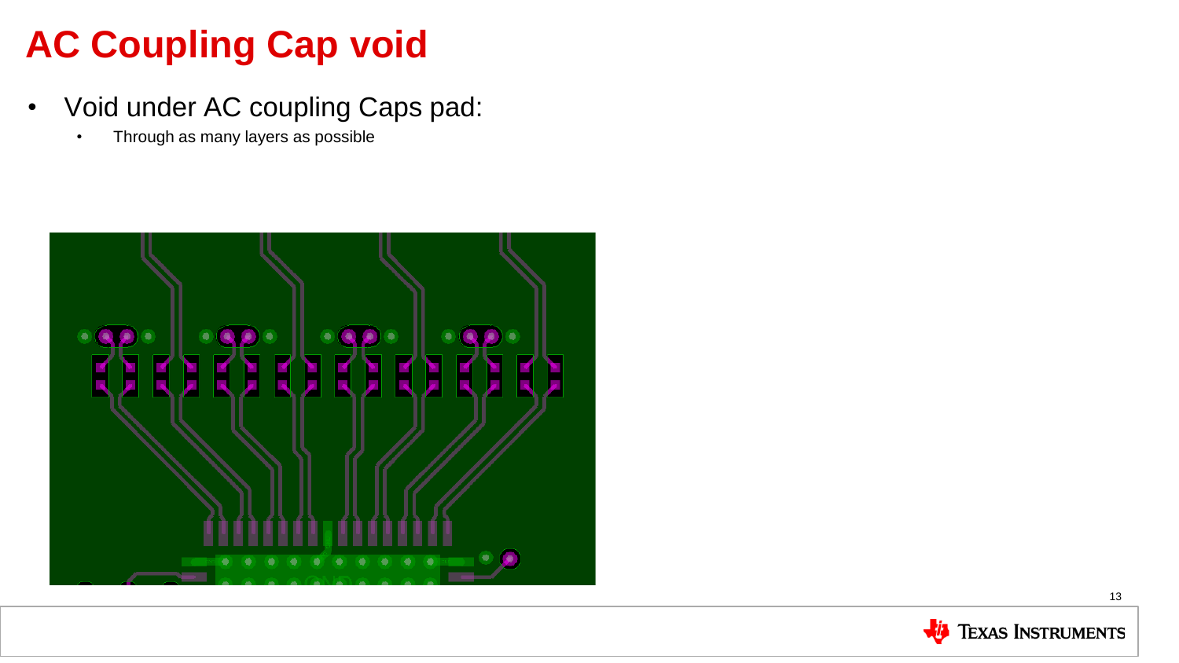# AC Coupling Cap void

- Void under AC coupling Caps pad:
  - Through as many layers as possible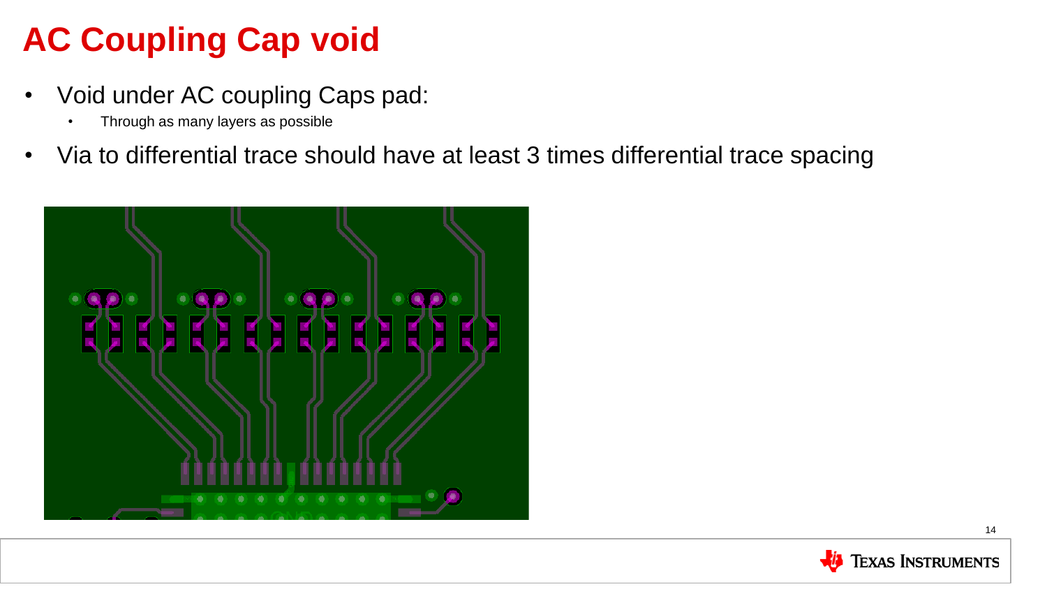# AC Coupling Cap void

- Void under AC coupling Caps pad:
  - Through as many layers as possible
- Via to differential trace should have at least 3 times differential trace spacing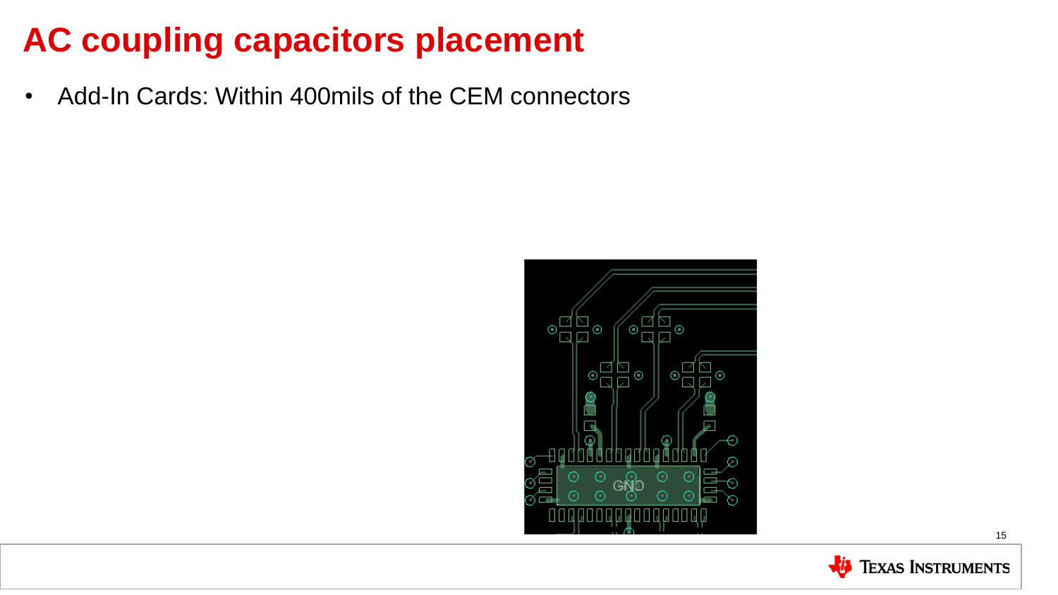# AC coupling capacitors placement

- Add-In Cards: Within 400mils of the CEM connectors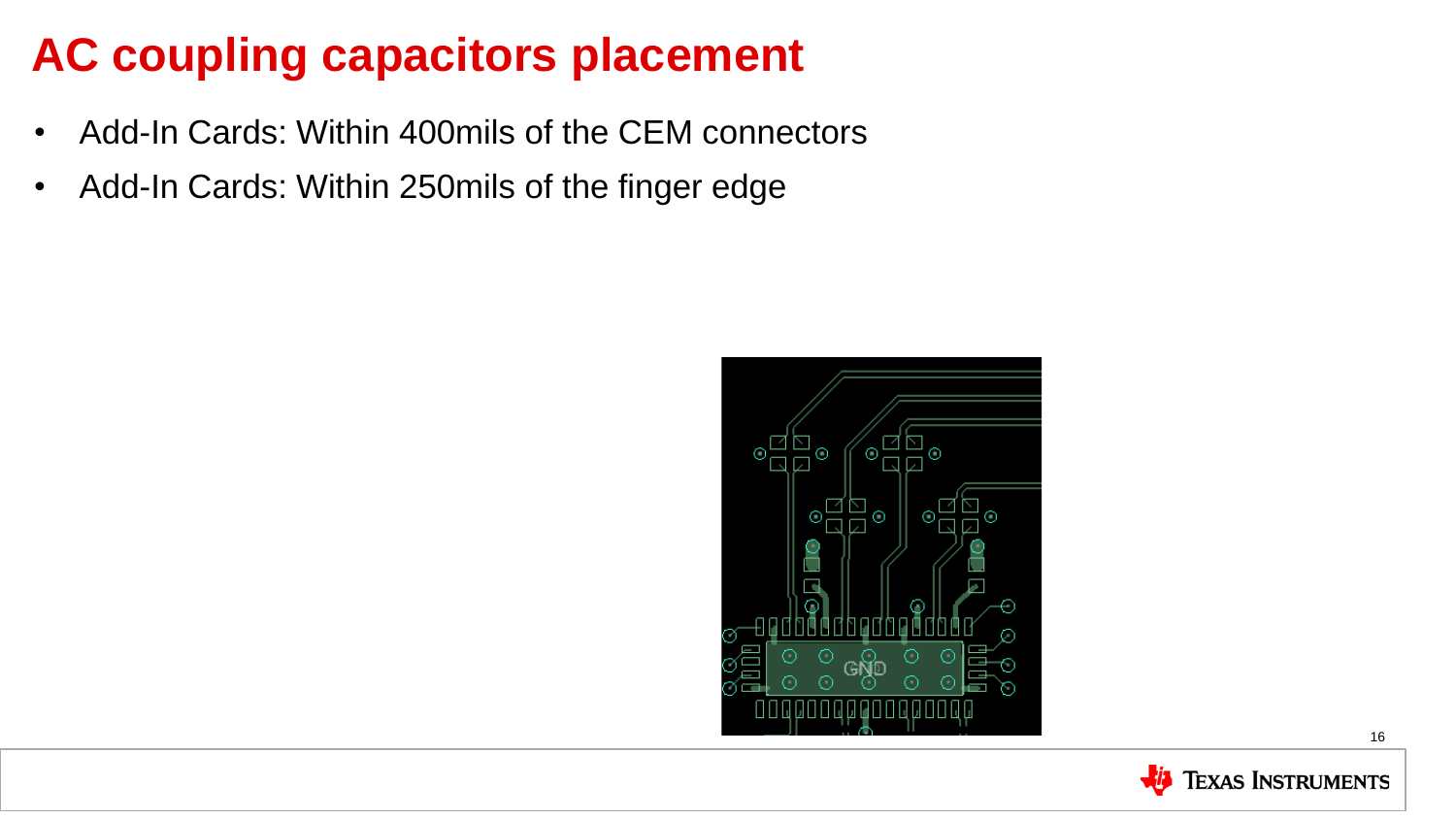# AC coupling capacitors placement

- Add-In Cards: Within 400mils of the CEM connectors
- Add-In Cards: Within 250mils of the finger edge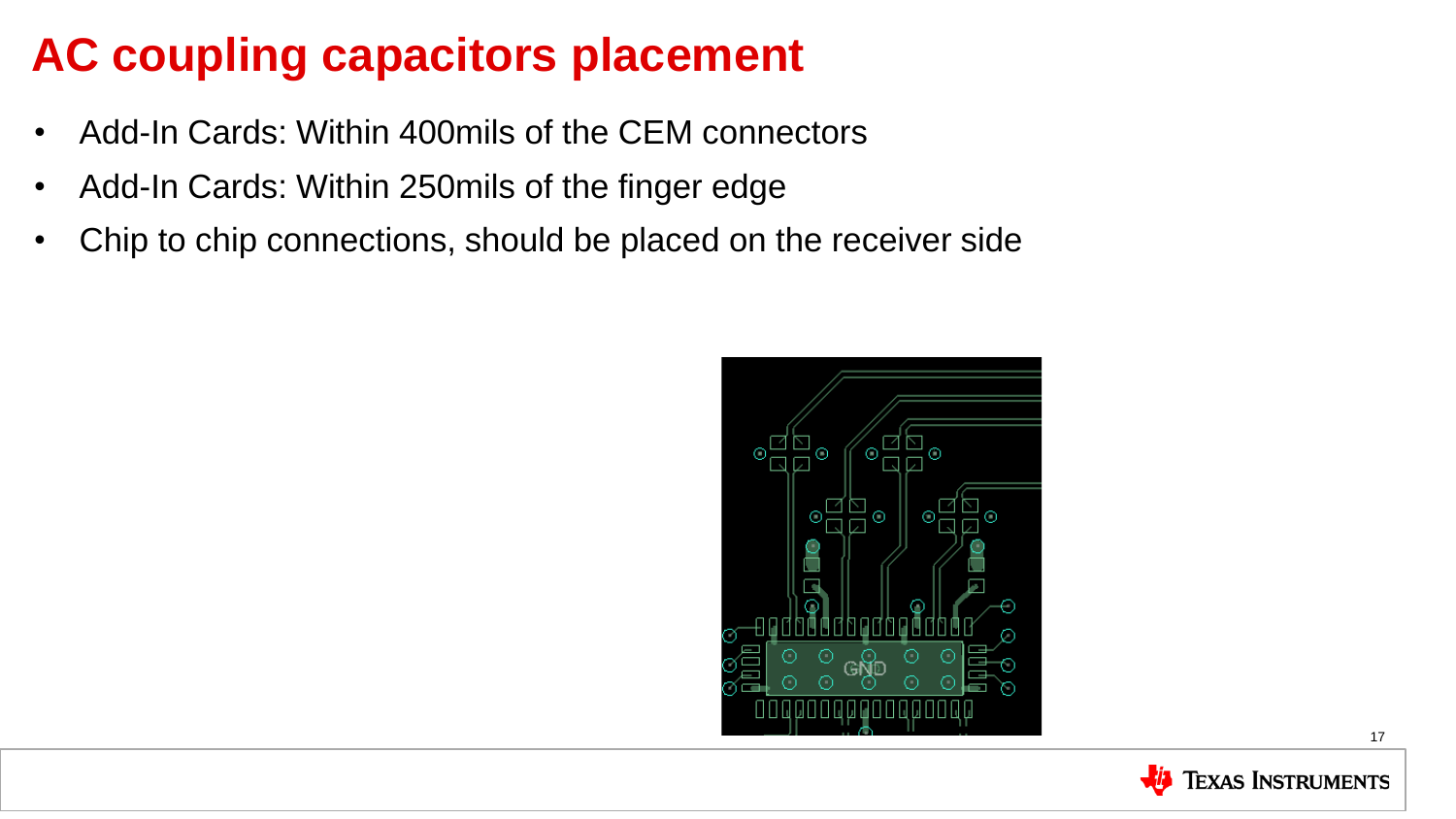# AC coupling capacitors placement

- Add-In Cards: Within 400mils of the CEM connectors
- Add-In Cards: Within 250mils of the finger edge
- Chip to chip connections, should be placed on the receiver side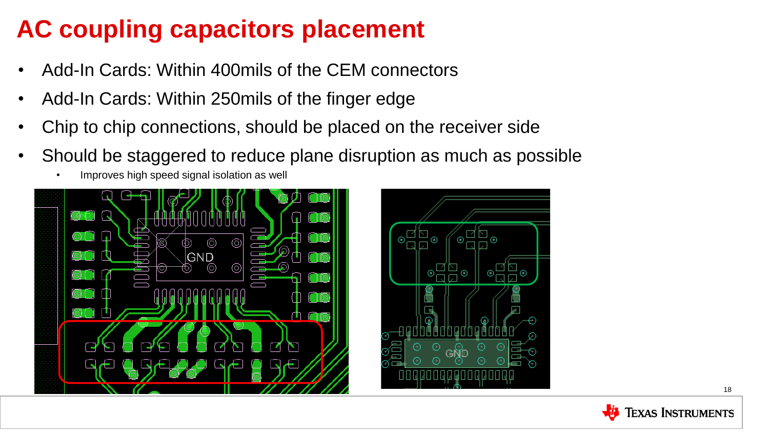# AC coupling capacitors placement

- Add-In Cards: Within 400mils of the CEM connectors
- Add-In Cards: Within 250mils of the finger edge
- Chip to chip connections, should be placed on the receiver side
- Should be staggered to reduce plane disruption as much as possible
  - Improves high speed signal isolation as well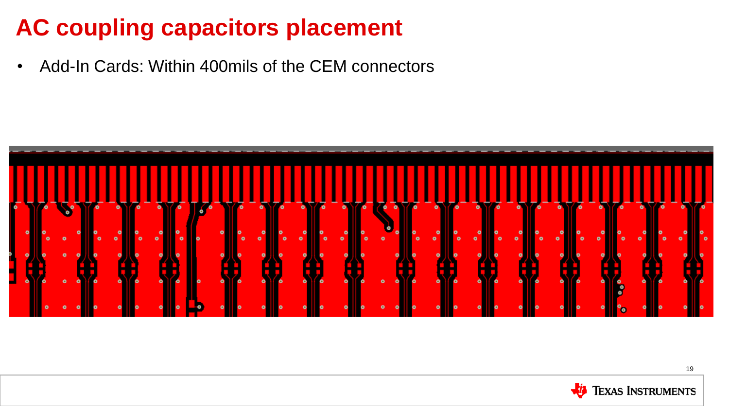# AC coupling capacitors placement

- Add-In Cards: Within 400mils of the CEM connectors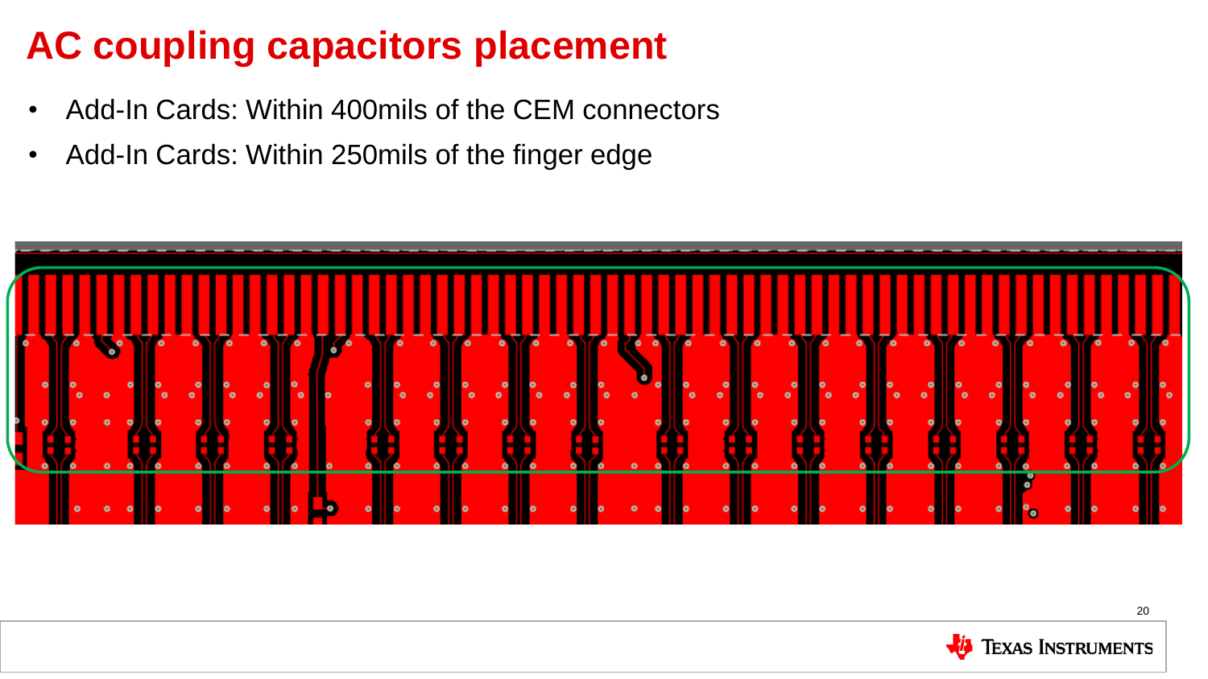# AC coupling capacitors placement

- Add-In Cards: Within 400mils of the CEM connectors
- Add-In Cards: Within 250mils of the finger edge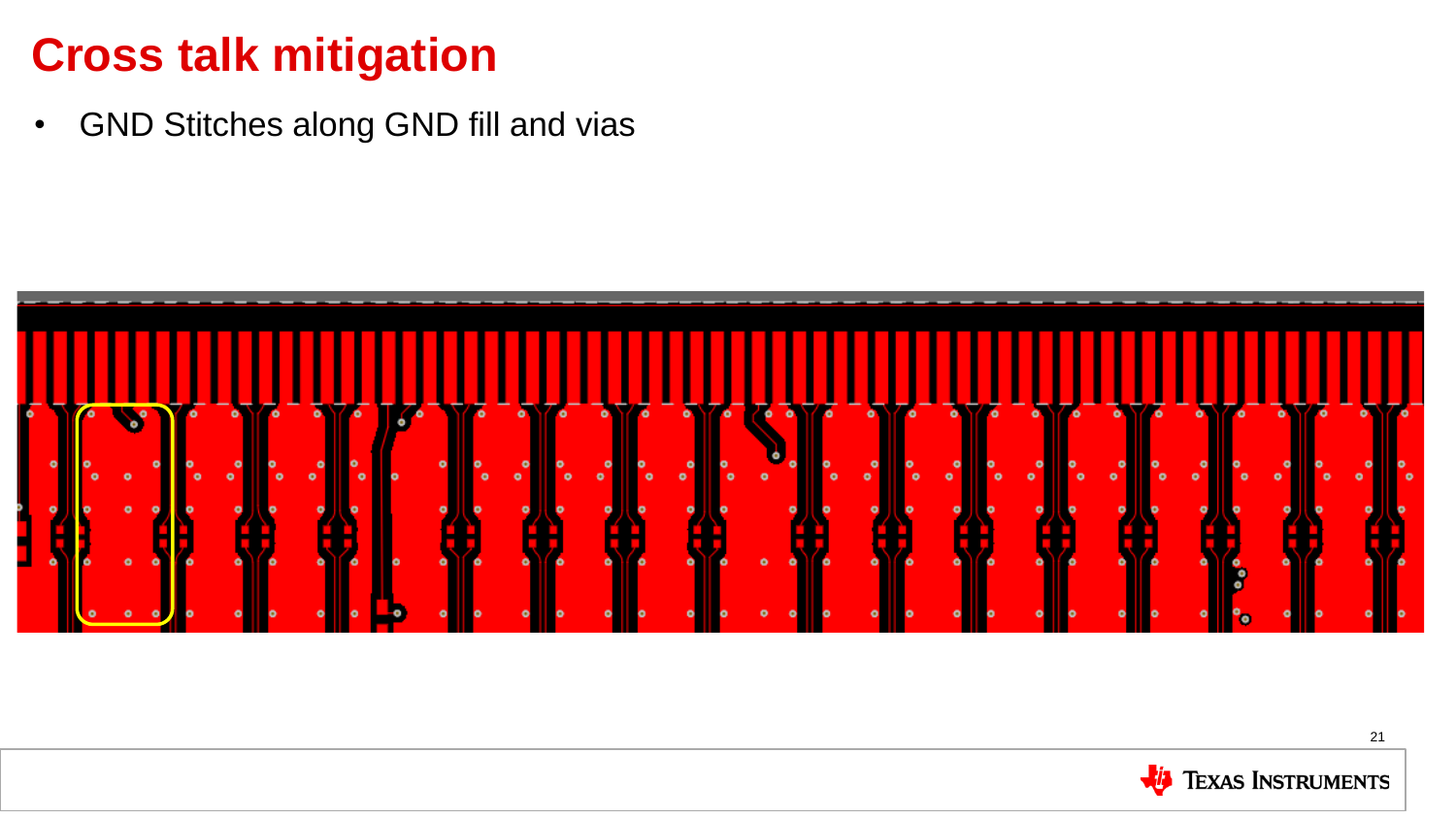# Cross talk mitigation

- GND Stitches along GND fill and vias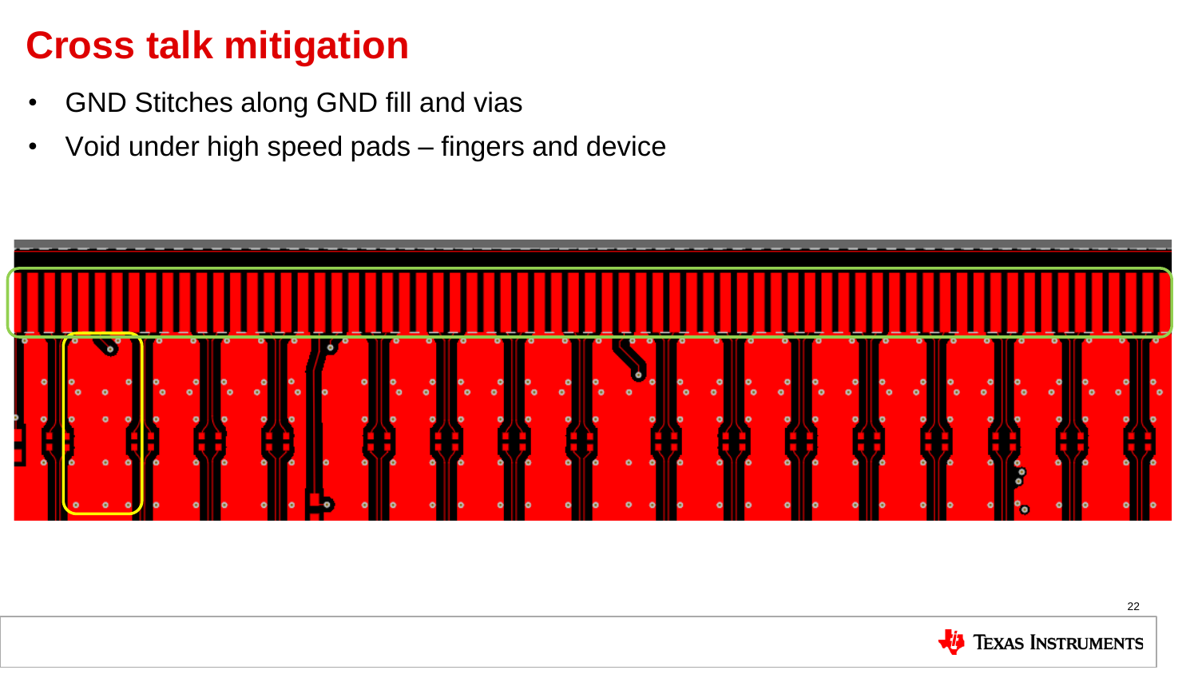# Cross talk mitigation

- GND Stitches along GND fill and vias
- Void under high speed pads – fingers and device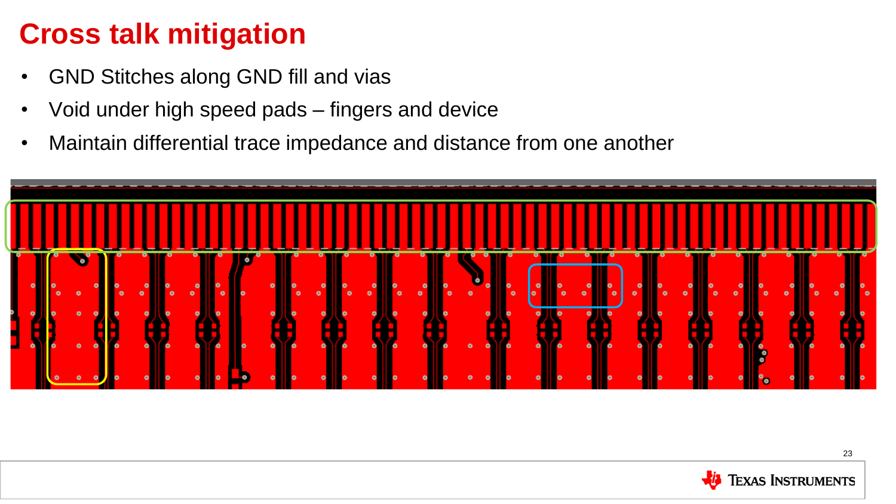# Cross talk mitigation

- GND Stitches along GND fill and vias
- Void under high speed pads – fingers and device
- Maintain differential trace impedance and distance from one another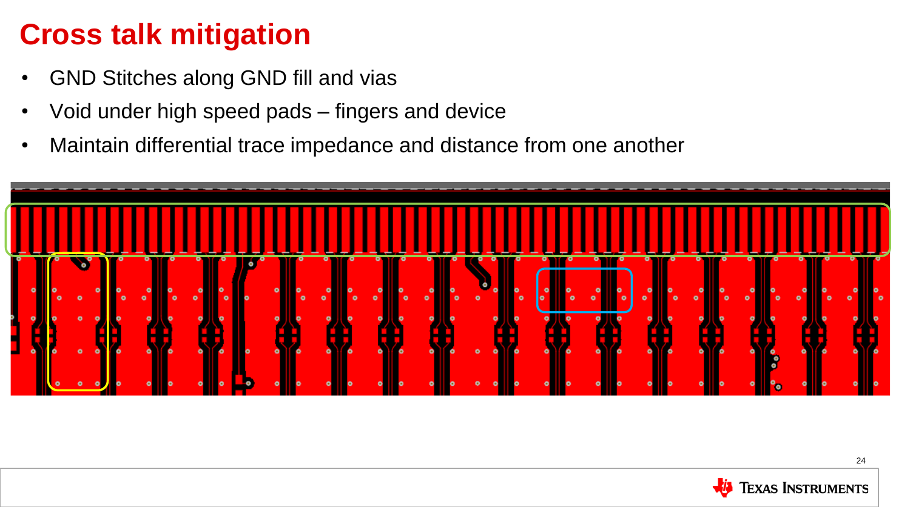# Cross talk mitigation

- GND Stitches along GND fill and vias
- Void under high speed pads – fingers and device
- Maintain differential trace impedance and distance from one another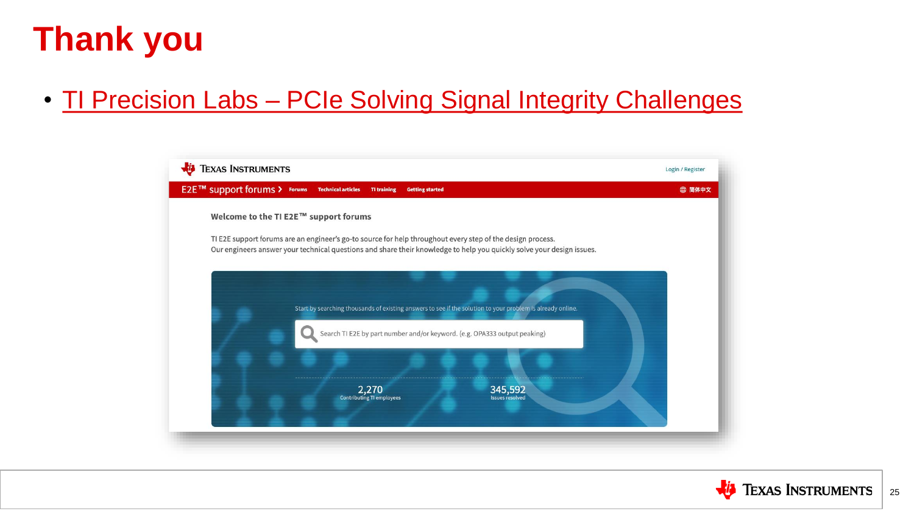# Thank you

- TI Precision Labs – PCIe Solving Signal Integrity Challenges

Texas Instruments

Login / Register

E2E™ support forums › Forums Technical articles TI training Getting started 简体中文

Welcome to the TI E2E™ support forums

TI E2E support forums are an engineer's go-to source for help throughout every step of the design process.
Our engineers answer your technical questions and share their knowledge to help you quickly solve your design issues.

Start by searching thousands of existing answers to see if the solution to your problem is already online.

Search TI E2E by part number and/or keyword. (e.g. OPA333 output peaking)

2,270
Contributing TI employees

345,592
Issues resolved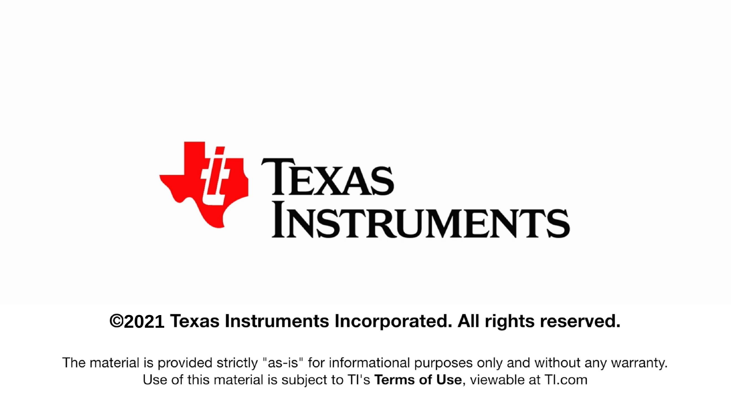TEXAS INSTRUMENTS

**©2021 Texas Instruments Incorporated. All rights reserved.**

The material is provided strictly "as-is" for informational purposes only and without any warranty.
Use of this material is subject to TI's **Terms of Use**, viewable at TI.com